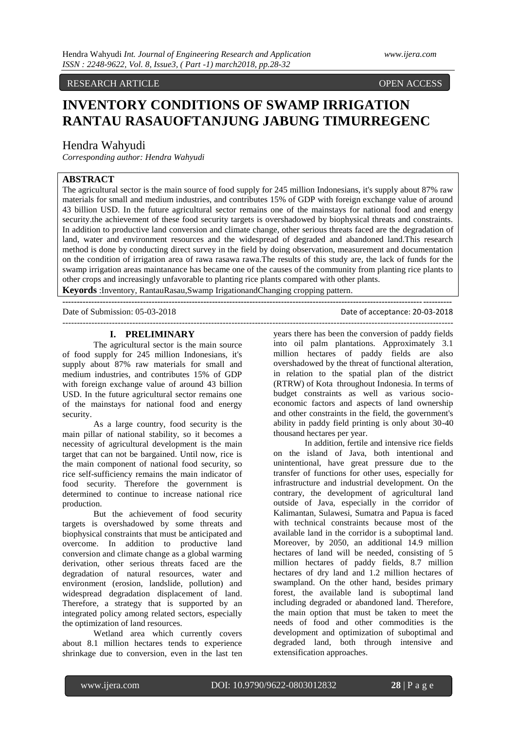RESEARCH ARTICLE OPEN ACCESS

# INVENTORY CONDITIONS OF SWAMP IRRIGATION RANTAU RASAUOFTANJUNG JABUNG TIMURREGENC

Hendra Wahyudi

*Corresponding author: Hendra Wahyudi*

## ABSTRACT

The agricultural sector is the main source of food supply for 245 million Indonesians, it's supply about 87% raw materials for small and medium industries, and contributes 15% of GDP with foreign exchange value of around 43 billion USD. In the future agricultural sector remains one of the mainstays for national food and energy security.the achievement of these food security targets is overshadowed by biophysical threats and constraints. In addition to productive land conversion and climate change, other serious threats faced are the degradation of land, water and environment resources and the widespread of degraded and abandoned land.This research method is done by conducting direct survey in the field by doing observation, measurement and documentation on the condition of irrigation area of rawa rasawa rawa.The results of this study are, the lack of funds for the swamp irrigation areas maintanance has became one of the causes of the community from planting rice plants to other crops and increasingly unfavorable to planting rice plants compared with other plants.

**Keywords** :Inventory, RantauRasau,Swamp IrigationandChanging cropping pattern.

Date of Submission: 05-03-2018 Date of acceptance: 20-03-2018

## I. PRELIMINARY

The agricultural sector is the main source of food supply for 245 million Indonesians, it's supply about 87% raw materials for small and medium industries, and contributes 15% of GDP with foreign exchange value of around 43 billion USD. In the future agricultural sector remains one of the mainstays for national food and energy security.

As a large country, food security is the main pillar of national stability, so it becomes a necessity of agricultural development is the main target that can not be bargained. Until now, rice is the main component of national food security, so rice self-sufficiency remains the main indicator of food security. Therefore the government is determined to continue to increase national rice production.

But the achievement of food security targets is overshadowed by some threats and biophysical constraints that must be anticipated and overcome. In addition to productive land conversion and climate change as a global warming derivation, other serious threats faced are the degradation of natural resources, water and environment (erosion, landslide, pollution) and widespread degradation displacement of land. Therefore, a strategy that is supported by an integrated policy among related sectors, especially the optimization of land resources.

Wetland area which currently covers about 8.1 million hectares tends to experience shrinkage due to conversion, even in the last ten years there has been the conversion of paddy fields into oil palm plantations. Approximately 3.1 million hectares of paddy fields are also overshadowed by the threat of functional alteration, in relation to the spatial plan of the district (RTRW) of Kota throughout Indonesia. In terms of budget constraints as well as various socio-economic factors and aspects of land ownership and other constraints in the field, the government's ability in paddy field printing is only about 30-40 thousand hectares per year.

In addition, fertile and intensive rice fields on the island of Java, both intentional and unintentional, have great pressure due to the transfer of functions for other uses, especially for infrastructure and industrial development. On the contrary, the development of agricultural land outside of Java, especially in the corridor of Kalimantan, Sulawesi, Sumatra and Papua is faced with technical constraints because most of the available land in the corridor is a suboptimal land. Moreover, by 2050, an additional 14.9 million hectares of land will be needed, consisting of 5 million hectares of paddy fields, 8.7 million hectares of dry land and 1.2 million hectares of swampland. On the other hand, besides primary forest, the available land is suboptimal land including degraded or abandoned land. Therefore, the main option that must be taken to meet the needs of food and other commodities is the development and optimization of suboptimal and degraded land, both through intensive and extensification approaches.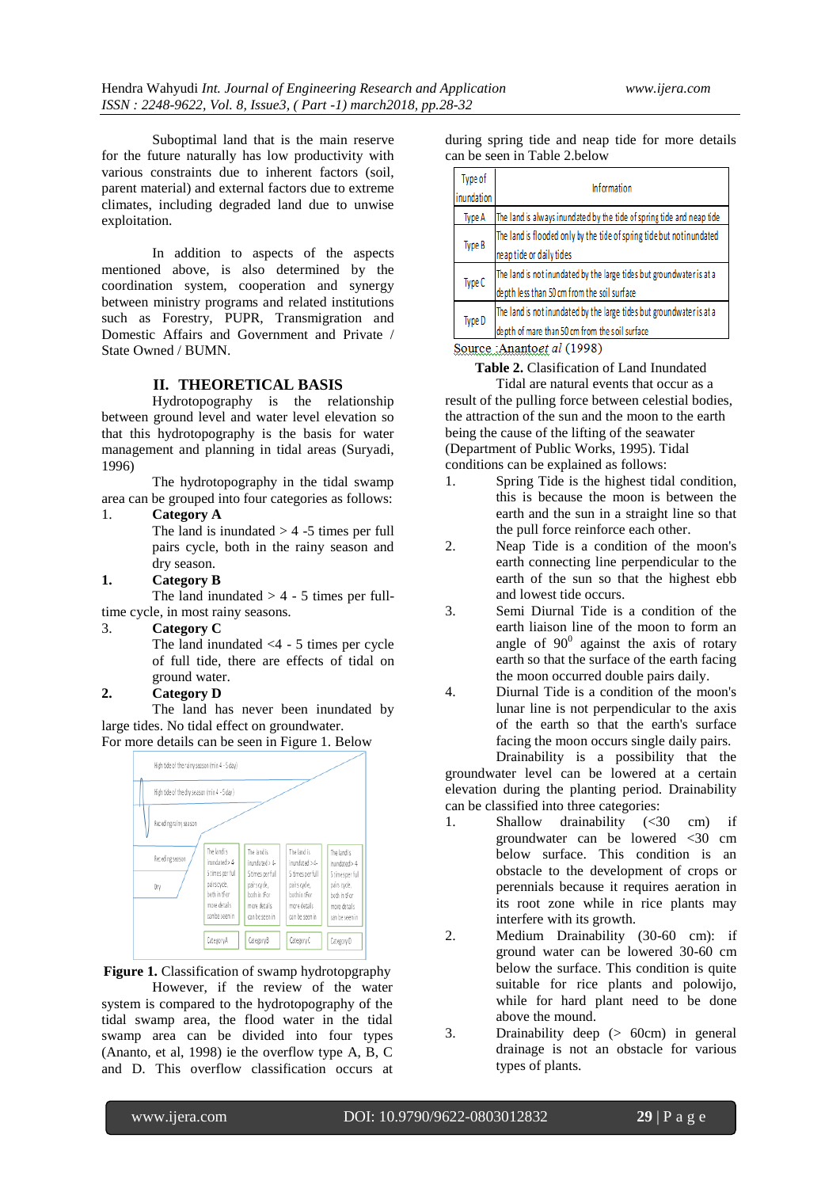Suboptimal land that is the main reserve for the future naturally has low productivity with various constraints due to inherent factors (soil, parent material) and external factors due to extreme climates, including degraded land due to unwise exploitation.

In addition to aspects of the aspects mentioned above, is also determined by the coordination system, cooperation and synergy between ministry programs and related institutions such as Forestry, PUPR, Transmigration and Domestic Affairs and Government and Private / State Owned / BUMN.

## II. THEORETICAL BASIS

Hydrotopography is the relationship between ground level and water level elevation so that this hydrotopography is the basis for water management and planning in tidal areas (Suryadi, 1996)

The hydrotopography in the tidal swamp area can be grouped into four categories as follows:

1. **Category A**
   The land is inundated > 4 -5 times per full pairs cycle, both in the rainy season and dry season.

**1. Category B**
The land inundated > 4 - 5 times per full-time cycle, in most rainy seasons.

3. **Category C**
   The land inundated <4 - 5 times per cycle of full tide, there are effects of tidal on ground water.

**2. Category D**
The land has never been inundated by large tides. No tidal effect on groundwater.

For more details can be seen in Figure 1. Below

**Figure 1.** Classification of swamp hydrotopgraphy

However, if the review of the water system is compared to the hydrotopography of the tidal swamp area, the flood water in the tidal swamp area can be divided into four types (Ananto, et al, 1998) ie the overflow type A, B, C and D. This overflow classification occurs at during spring tide and neap tide for more details can be seen in Table 2.below

| Type of inundation | Information |
|---|---|
| Type A | The land is always inundated by the tide of spring tide and neap tide |
| Type B | The land is flooded only by the tide of spring tide but not inundated neap tide or daily tides |
| Type C | The land is not inundated by the large tides but groundwater is at a depth less than 50 cm from the soil surface |
| Type D | The land is not inundated by the large tides but groundwater is at a depth of mare than 50 cm from the soil surface |

Source :Anantoet *al* (1998)

**Table 2.** Clasification of Land Inundated

Tidal are natural events that occur as a result of the pulling force between celestial bodies, the attraction of the sun and the moon to the earth being the cause of the lifting of the seawater (Department of Public Works, 1995). Tidal conditions can be explained as follows:

1. Spring Tide is the highest tidal condition, this is because the moon is between the earth and the sun in a straight line so that the pull force reinforce each other.
2. Neap Tide is a condition of the moon's earth connecting line perpendicular to the earth of the sun so that the highest ebb and lowest tide occurs.
3. Semi Diurnal Tide is a condition of the earth liaison line of the moon to form an angle of $90^0$ against the axis of rotary earth so that the surface of the earth facing the moon occurred double pairs daily.
4. Diurnal Tide is a condition of the moon's lunar line is not perpendicular to the axis of the earth so that the earth's surface facing the moon occurs single daily pairs.

Drainability is a possibility that the groundwater level can be lowered at a certain elevation during the planting period. Drainability can be classified into three categories:

1. Shallow drainability (<30 cm) if groundwater can be lowered <30 cm below surface. This condition is an obstacle to the development of crops or perennials because it requires aeration in its root zone while in rice plants may interfere with its growth.
2. Medium Drainability (30-60 cm): if ground water can be lowered 30-60 cm below the surface. This condition is quite suitable for rice plants and polowijo, while for hard plant need to be done above the mound.
3. Drainability deep (> 60cm) in general drainage is not an obstacle for various types of plants.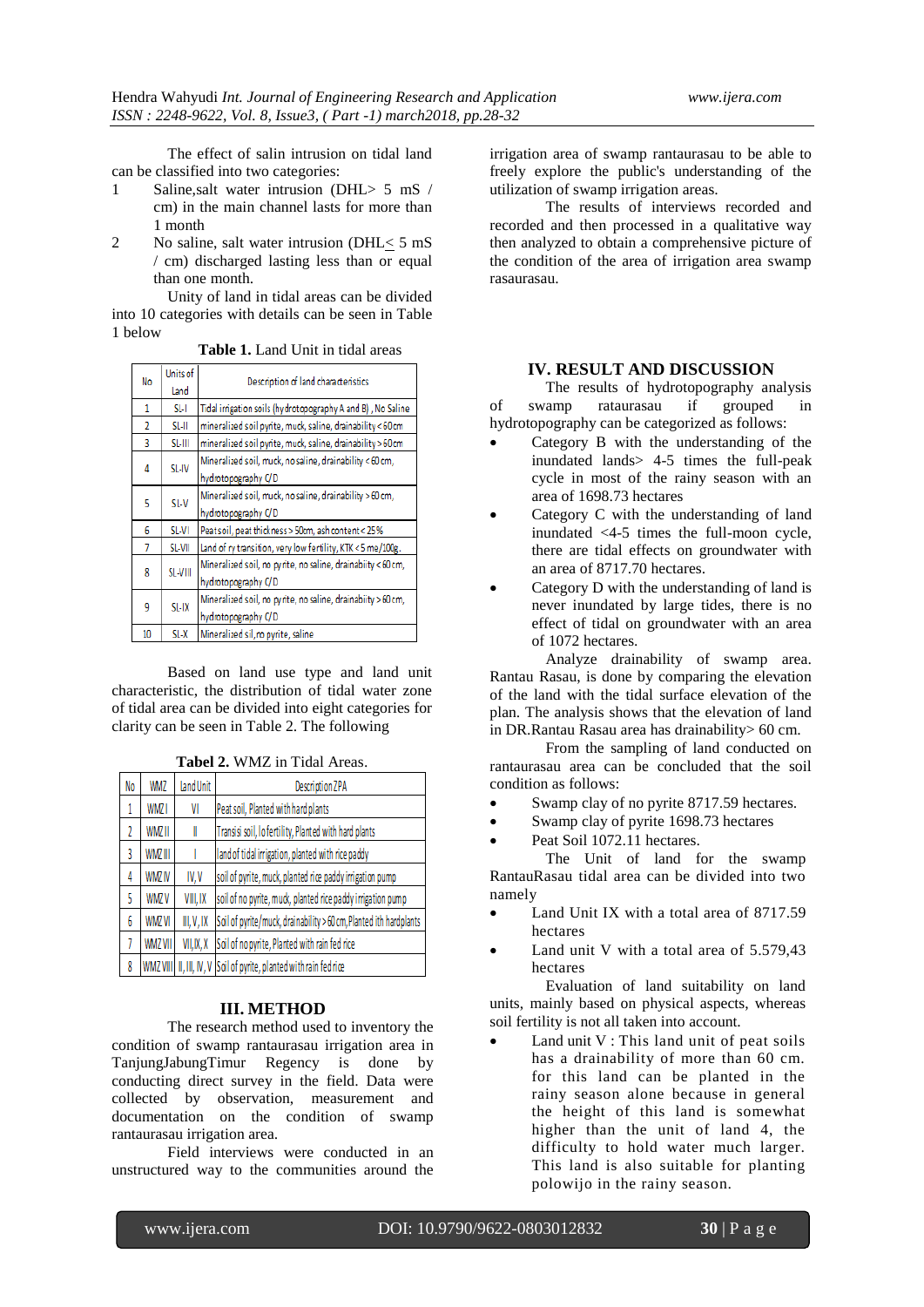The effect of salin intrusion on tidal land can be classified into two categories:

1 Saline,salt water intrusion (DHL> 5 mS / cm) in the main channel lasts for more than 1 month
2 No saline, salt water intrusion (DHL≤ 5 mS / cm) discharged lasting less than or equal than one month.

Unity of land in tidal areas can be divided into 10 categories with details can be seen in Table 1 below

**Table 1.** Land Unit in tidal areas

| No | Units of Land | Description of land characteristics |
|---|---|---|
| 1 | SL-I | Tidal irrigation soils (hydrotopography A and B) , No Saline |
| 2 | SL-II | mineralized soil pyrite, muck, saline, drainability < 60cm |
| 3 | SL-III | mineralized soil pyrite, muck, saline, drainability > 60cm |
| 4 | SL-IV | Mineralized soil, muck, no saline, drainability < 60 cm, hydrotopography C/D |
| 5 | SL-V | Mineralized soil, muck, no saline, drainability > 60 cm, hydrotopography C/D |
| 6 | SL-VI | Peat soil, peat thickness > 50cm, ash content < 25% |
| 7 | SL-VII | Land of ry transition, very low fertility, KTK < 5 me/100g. |
| 8 | SL-VIII | Mineralized soil, no pyrite, no saline, drainabiity < 60 cm, hydrotopography C/D |
| 9 | SL-IX | Mineralized soil, no pyrite, no saline, drainabiity > 60 cm, hydrotopography C/D |
| 10 | SL-X | Mineralized sil, no pyrite, saline |

Based on land use type and land unit characteristic, the distribution of tidal water zone of tidal area can be divided into eight categories for clarity can be seen in Table 2. The following

**Tabel 2.** WMZ in Tidal Areas.

| No | WMZ | Land Unit | Description ZPA |
|---|---|---|---|
| 1 | WMZ I | VI | Peat soil, Planted with hard plants |
| 2 | WMZ II | II | Transisi soil, lo fertility, Planted with hard plants |
| 3 | WMZ III | I | land of tidal irrigation, planted with rice paddy |
| 4 | WMZ IV | IV, V | soil of pyrite, muck, planted rice paddy irrigation pump |
| 5 | WMZ V | VIII, IX | soil of no pyrite, muck, planted rice paddy irrigation pump |
| 6 | WMZ VI | III, V, IX | Soil of pyrite/muck, drainability > 60 cm, Planted ith hardplants |
| 7 | WMZ VII | VII, IX, X | Soil of no pyrite, Planted with rain fed rice |
| 8 | WMZ VIII | II, III, IV, V | Soil of pyrite, planted with rain fed rice |

## III. METHOD

The research method used to inventory the condition of swamp rantaurasau irrigation area in TanjungJabungTimur Regency is done by conducting direct survey in the field. Data were collected by observation, measurement and documentation on the condition of swamp rantaurasau irrigation area.

Field interviews were conducted in an unstructured way to the communities around the irrigation area of swamp rantaurasau to be able to freely explore the public's understanding of the utilization of swamp irrigation areas.

The results of interviews recorded and recorded and then processed in a qualitative way then analyzed to obtain a comprehensive picture of the condition of the area of irrigation area swamp rasaurasau.

## IV. RESULT AND DISCUSSION

The results of hydrotopography analysis of swamp rataurasau if grouped in hydrotopography can be categorized as follows:

- Category B with the understanding of the inundated lands> 4-5 times the full-peak cycle in most of the rainy season with an area of 1698.73 hectares
- Category C with the understanding of land inundated <4-5 times the full-moon cycle, there are tidal effects on groundwater with an area of 8717.70 hectares.
- Category D with the understanding of land is never inundated by large tides, there is no effect of tidal on groundwater with an area of 1072 hectares.

Analyze drainability of swamp area. Rantau Rasau, is done by comparing the elevation of the land with the tidal surface elevation of the plan. The analysis shows that the elevation of land in DR.Rantau Rasau area has drainability> 60 cm.

From the sampling of land conducted on rantaurasau area can be concluded that the soil condition as follows:

- Swamp clay of no pyrite 8717.59 hectares.
- Swamp clay of pyrite 1698.73 hectares
- Peat Soil 1072.11 hectares.

The Unit of land for the swamp RantauRasau tidal area can be divided into two namely

- Land Unit IX with a total area of 8717.59 hectares
- Land unit V with a total area of 5.579,43 hectares

Evaluation of land suitability on land units, mainly based on physical aspects, whereas soil fertility is not all taken into account.

- Land unit V : This land unit of peat soils has a drainability of more than 60 cm. for this land can be planted in the rainy season alone because in general the height of this land is somewhat higher than the unit of land 4, the difficulty to hold water much larger. This land is also suitable for planting polowijo in the rainy season.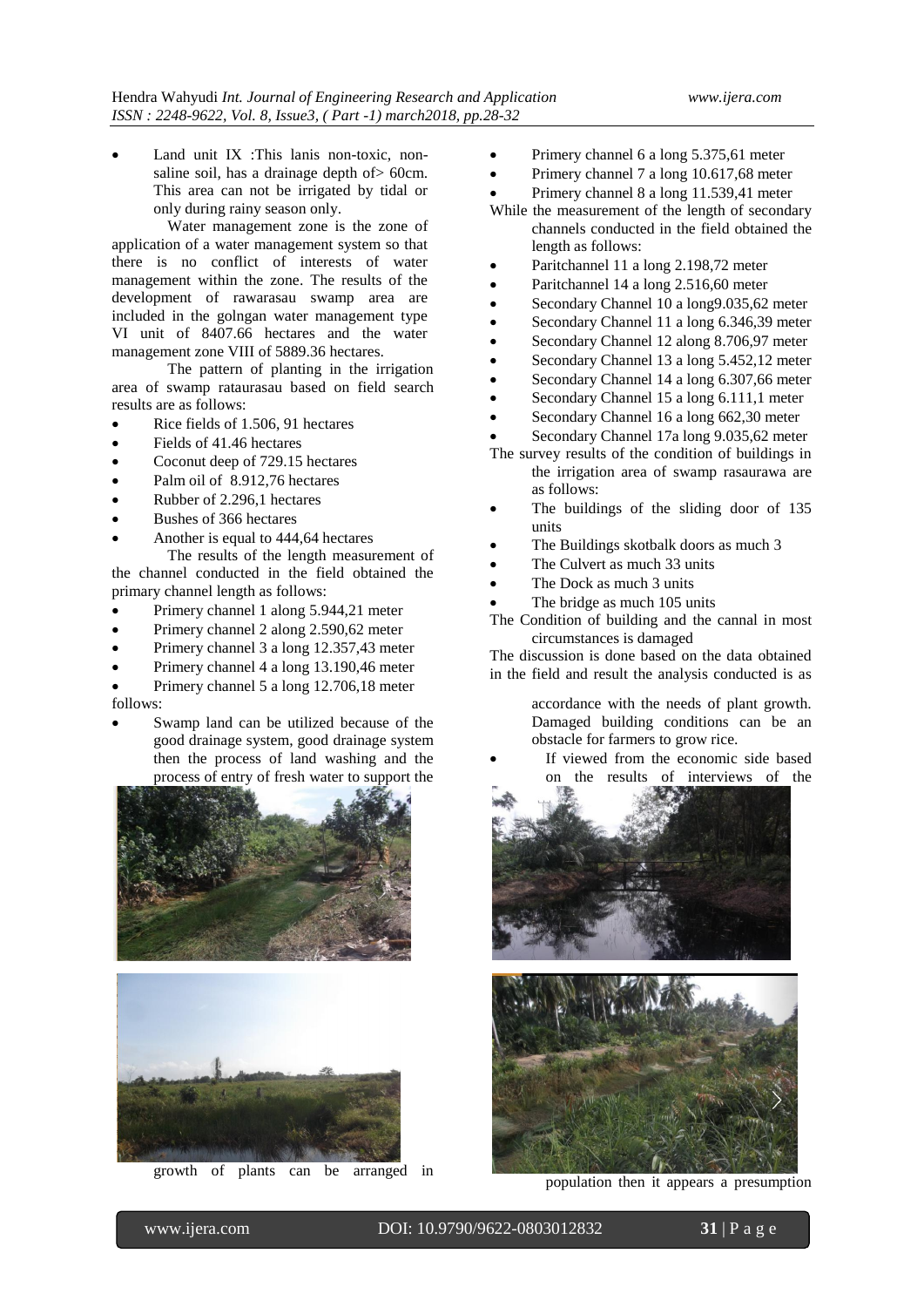- Land unit IX :This lanis non-toxic, non-saline soil, has a drainage depth of> 60cm. This area can not be irrigated by tidal or only during rainy season only.

Water management zone is the zone of application of a water management system so that there is no conflict of interests of water management within the zone. The results of the development of rawarasau swamp area are included in the golngan water management type VI unit of 8407.66 hectares and the water management zone VIII of 5889.36 hectares.

The pattern of planting in the irrigation area of swamp rataurasau based on field search results are as follows:

- Rice fields of 1.506, 91 hectares
- Fields of 41.46 hectares
- Coconut deep of 729.15 hectares
- Palm oil of 8.912,76 hectares
- Rubber of 2.296,1 hectares
- Bushes of 366 hectares
- Another is equal to 444,64 hectares

The results of the length measurement of the channel conducted in the field obtained the primary channel length as follows:

- Primery channel 1 along 5.944,21 meter
- Primery channel 2 along 2.590,62 meter
- Primery channel 3 a long 12.357,43 meter
- Primery channel 4 a long 13.190,46 meter
- Primery channel 5 a long 12.706,18 meter
- Primery channel 6 a long 5.375,61 meter
- Primery channel 7 a long 10.617,68 meter
- Primery channel 8 a long 11.539,41 meter

While the measurement of the length of secondary channels conducted in the field obtained the length as follows:

- Paritchannel 11 a long 2.198,72 meter
- Paritchannel 14 a long 2.516,60 meter
- Secondary Channel 10 a long9.035,62 meter
- Secondary Channel 11 a long 6.346,39 meter
- Secondary Channel 12 along 8.706,97 meter
- Secondary Channel 13 a long 5.452,12 meter
- Secondary Channel 14 a long 6.307,66 meter
- Secondary Channel 15 a long 6.111,1 meter
- Secondary Channel 16 a long 662,30 meter
- Secondary Channel 17a long 9.035,62 meter

The survey results of the condition of buildings in the irrigation area of swamp rasaurawa are as follows:

- The buildings of the sliding door of 135 units
- The Buildings skotbalk doors as much 3
- The Culvert as much 33 units
- The Dock as much 3 units
- The bridge as much 105 units

The Condition of building and the cannal in most circumstances is damaged

The discussion is done based on the data obtained in the field and result the analysis conducted is as follows:

- Swamp land can be utilized because of the good drainage system, good drainage system then the process of land washing and the process of entry of fresh water to support the growth of plants can be arranged in accordance with the needs of plant growth. Damaged building conditions can be an obstacle for farmers to grow rice.
- If viewed from the economic side based on the results of interviews of the population then it appears a presumption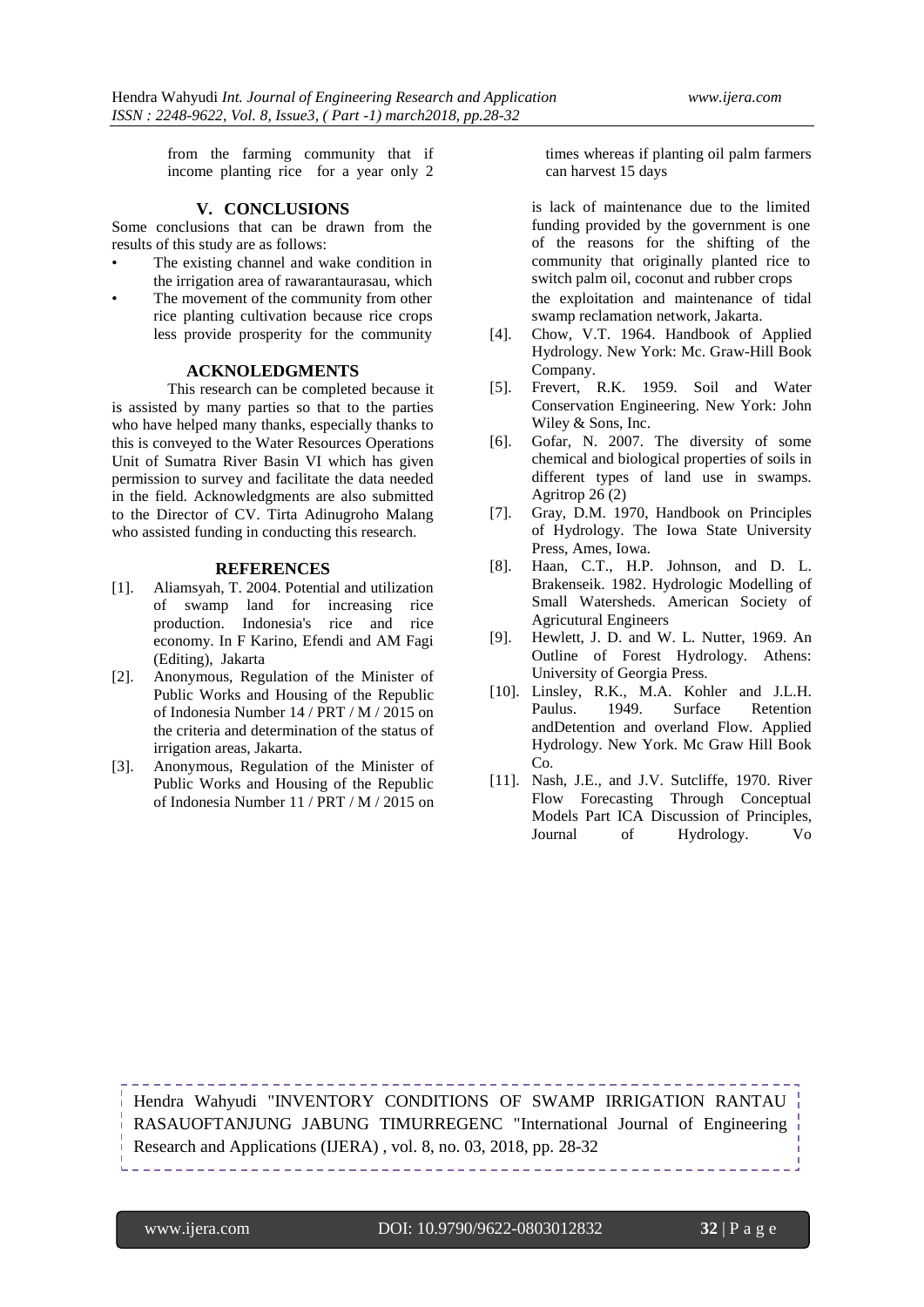from the farming community that if income planting rice for a year only 2 times whereas if planting oil palm farmers can harvest 15 days

## V. CONCLUSIONS

Some conclusions that can be drawn from the results of this study are as follows:

- The existing channel and wake condition in the irrigation area of rawarantaurasau, which is lack of maintenance due to the limited funding provided by the government is one of the reasons for the shifting of the community that originally planted rice to switch palm oil, coconut and rubber crops
- The movement of the community from other rice planting cultivation because rice crops less provide prosperity for the community

## ACKNOLEDGMENTS

This research can be completed because it is assisted by many parties so that to the parties who have helped many thanks, especially thanks to this is conveyed to the Water Resources Operations Unit of Sumatra River Basin VI which has given permission to survey and facilitate the data needed in the field. Acknowledgments are also submitted to the Director of CV. Tirta Adinugroho Malang who assisted funding in conducting this research.

## REFERENCES

[1]. Aliamsyah, T. 2004. Potential and utilization of swamp land for increasing rice production. Indonesia's rice and rice economy. In F Karino, Efendi and AM Fagi (Editing), Jakarta

[2]. Anonymous, Regulation of the Minister of Public Works and Housing of the Republic of Indonesia Number 14 / PRT / M / 2015 on the criteria and determination of the status of irrigation areas, Jakarta.

[3]. Anonymous, Regulation of the Minister of Public Works and Housing of the Republic of Indonesia Number 11 / PRT / M / 2015 on the exploitation and maintenance of tidal swamp reclamation network, Jakarta.

[4]. Chow, V.T. 1964. Handbook of Applied Hydrology. New York: Mc. Graw-Hill Book Company.

[5]. Frevert, R.K. 1959. Soil and Water Conservation Engineering. New York: John Wiley & Sons, Inc.

[6]. Gofar, N. 2007. The diversity of some chemical and biological properties of soils in different types of land use in swamps. Agritrop 26 (2)

[7]. Gray, D.M. 1970, Handbook on Principles of Hydrology. The Iowa State University Press, Ames, Iowa.

[8]. Haan, C.T., H.P. Johnson, and D. L. Brakenseik. 1982. Hydrologic Modelling of Small Watersheds. American Society of Agricutural Engineers

[9]. Hewlett, J. D. and W. L. Nutter, 1969. An Outline of Forest Hydrology. Athens: University of Georgia Press.

[10]. Linsley, R.K., M.A. Kohler and J.L.H. Paulus. 1949. Surface Retention andDetention and overland Flow. Applied Hydrology. New York. Mc Graw Hill Book Co.

[11]. Nash, J.E., and J.V. Sutcliffe, 1970. River Flow Forecasting Through Conceptual Models Part ICA Discussion of Principles, Journal of Hydrology. Vo

Hendra Wahyudi "INVENTORY CONDITIONS OF SWAMP IRRIGATION RANTAU RASAUOFTANJUNG JABUNG TIMURREGENC "International Journal of Engineering Research and Applications (IJERA) , vol. 8, no. 03, 2018, pp. 28-32